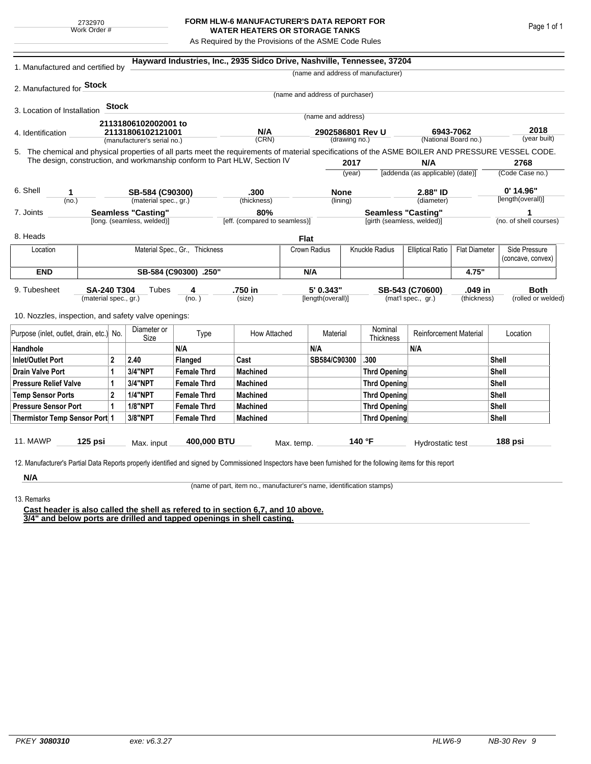2732970
Work Order #

# FORM HLW-6 MANUFACTURER'S DATA REPORT FOR WATER HEATERS OR STORAGE TANKS

As Required by the Provisions of the ASME Code Rules

1. Manufactured and certified by **Hayward Industries, Inc., 2935 Sidco Drive, Nashville, Tennessee, 37204**
(name and address of manufacturer)

2. Manufactured for **Stock**
(name and address of purchaser)

3. Location of Installation **Stock**
(name and address)

4. Identification **21131806102002001 to 21131806102121001** (manufacturer's serial no.) | **N/A** (CRN) | **2902586801 Rev U** (drawing no.) | **6943-7062** (National Board no.) | **2018** (year built)

5. The chemical and physical properties of all parts meet the requirements of material specifications of the ASME BOILER AND PRESSURE VESSEL CODE. The design, construction, and workmanship conform to Part HLW, Section IV **2017** (year) | **N/A** [addenda (as applicable) (date)] | **2768** (Code Case no.)

6. Shell **1** (no.) | **SB-584 (C90300)** (material spec., gr.) | **.300** (thickness) | **None** (lining) | **2.88" ID** (diameter) | **0' 14.96"** [length(overall)]

7. Joints **Seamless "Casting"** [long. (seamless, welded)] | **80%** [eff. (compared to seamless)] | **Seamless "Casting"** [girth (seamless, welded)] | **1** (no. of shell courses)

8. Heads **Flat**

| Location | Material Spec., Gr., Thickness | Crown Radius | Knuckle Radius | Elliptical Ratio | Flat Diameter | Side Pressure (concave, convex) |
|---|---|---|---|---|---|---|
| **END** | **SB-584 (C90300) .250"** | **N/A** | | | **4.75"** | |

9. Tubesheet **SA-240 T304** (material spec., gr.) Tubes **4** (no.) | **.750 in** (size) | **5' 0.343"** [length(overall)] | **SB-543 (C70600)** (mat'l spec., gr.) | **.049 in** (thickness) | **Both** (rolled or welded)

10. Nozzles, inspection, and safety valve openings:

| Purpose (inlet, outlet, drain, etc.) | No. | Diameter or Size | Type | How Attached | Material | Nominal Thickness | Reinforcement Material | Location |
|---|---|---|---|---|---|---|---|---|
| **Handhole** | | | **N/A** | | **N/A** | | **N/A** | |
| **Inlet/Outlet Port** | **2** | **2.40** | **Flanged** | **Cast** | **SB584/C90300** | **.300** | | **Shell** |
| **Drain Valve Port** | **1** | **3/4"NPT** | **Female Thrd** | **Machined** | | **Thrd Opening** | | **Shell** |
| **Pressure Relief Valve** | **1** | **3/4"NPT** | **Female Thrd** | **Machined** | | **Thrd Opening** | | **Shell** |
| **Temp Sensor Ports** | **2** | **1/4"NPT** | **Female Thrd** | **Machined** | | **Thrd Opening** | | **Shell** |
| **Pressure Sensor Port** | **1** | **1/8"NPT** | **Female Thrd** | **Machined** | | **Thrd Opening** | | **Shell** |
| **Thermistor Temp Sensor Port** | **1** | **3/8"NPT** | **Female Thrd** | **Machined** | | **Thrd Opening** | | **Shell** |

11. MAWP **125 psi** Max. input **400,000 BTU** Max. temp. **140 °F** Hydrostatic test **188 psi**

12. Manufacturer's Partial Data Reports properly identified and signed by Commissioned Inspectors have been furnished for the following items for this report

**N/A**
(name of part, item no., manufacturer's name, identification stamps)

13. Remarks

**Cast header is also called the shell as refered to in section 6,7, and 10 above.**
**3/4" and below ports are drilled and tapped openings in shell casting.**

PKEY **3080310** exe: v6.3.27 HLW6-9 NB-30 Rev 9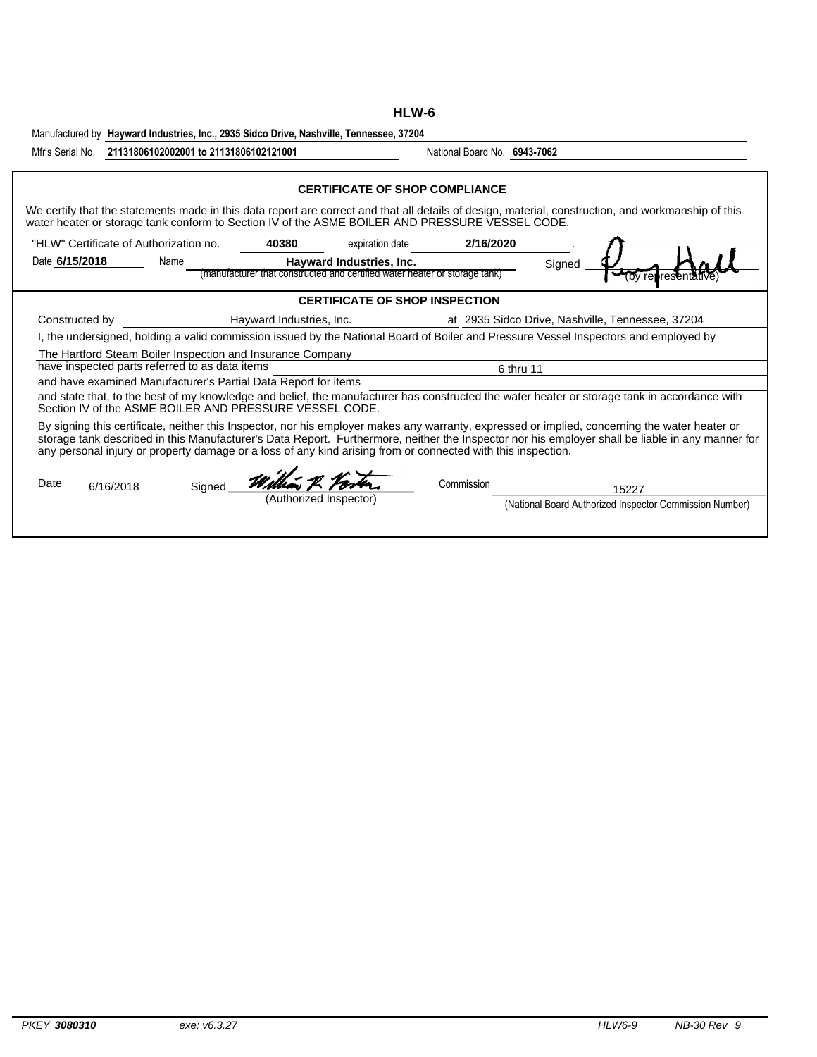# HLW-6

Manufactured by **Hayward Industries, Inc., 2935 Sidco Drive, Nashville, Tennessee, 37204**

Mfr's Serial No. **21131806102002001 to 21131806102121001** National Board No. **6943-7062**

## CERTIFICATE OF SHOP COMPLIANCE

We certify that the statements made in this data report are correct and that all details of design, material, construction, and workmanship of this water heater or storage tank conform to Section IV of the ASME BOILER AND PRESSURE VESSEL CODE.

"HLW" Certificate of Authorization no. **40380** expiration date **2/16/2020** .

Date **6/15/2018** Name **Hayward Industries, Inc.** Signed Perry Hall
(manufacturer that constructed and certified water heater or storage tank) (by representative)

## CERTIFICATE OF SHOP INSPECTION

Constructed by Hayward Industries, Inc. at 2935 Sidco Drive, Nashville, Tennessee, 37204

I, the undersigned, holding a valid commission issued by the National Board of Boiler and Pressure Vessel Inspectors and employed by The Hartford Steam Boiler Inspection and Insurance Company

have inspected parts referred to as data items 6 thru 11

and have examined Manufacturer's Partial Data Report for items

and state that, to the best of my knowledge and belief, the manufacturer has constructed the water heater or storage tank in accordance with Section IV of the ASME BOILER AND PRESSURE VESSEL CODE.

By signing this certificate, neither this Inspector, nor his employer makes any warranty, expressed or implied, concerning the water heater or storage tank described in this Manufacturer's Data Report. Furthermore, neither the Inspector nor his employer shall be liable in any manner for any personal injury or property damage or a loss of any kind arising from or connected with this inspection.

Date 6/16/2018 Signed William R. Foster Commission 15227
(Authorized Inspector) (National Board Authorized Inspector Commission Number)

*PKEY* ***3080310*** *exe: v6.3.27* *HLW6-9* *NB-30 Rev 9*